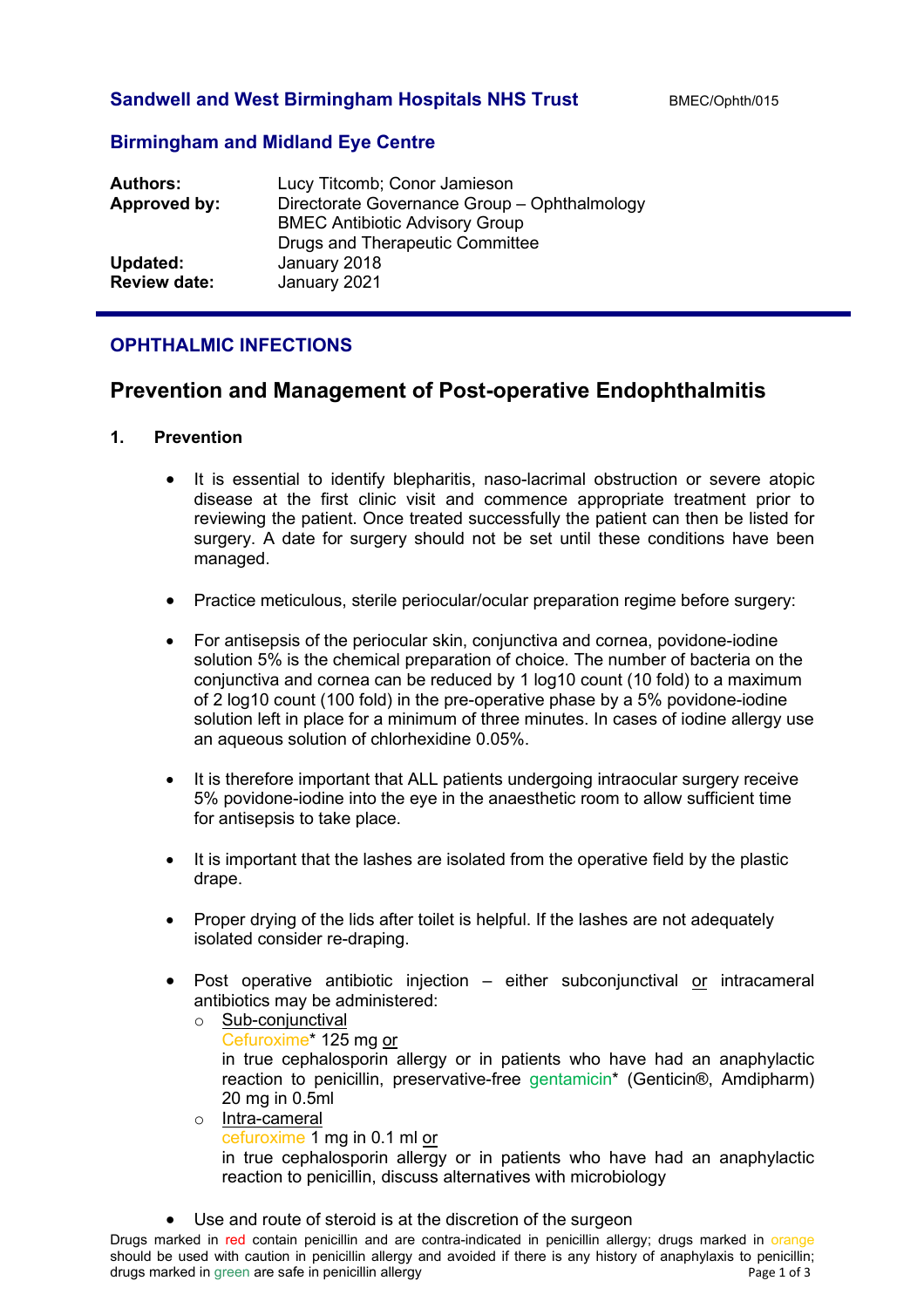**Sandwell and West Birmingham Hospitals NHS Trust** BMEC/Ophth/015

**Birmingham and Midland Eye Centre**

| | |
|---|---|
| **Authors:** | Lucy Titcomb; Conor Jamieson |
| **Approved by:** | Directorate Governance Group – Ophthalmology<br>BMEC Antibiotic Advisory Group<br>Drugs and Therapeutic Committee |
| **Updated:** | January 2018 |
| **Review date:** | January 2021 |

## OPHTHALMIC INFECTIONS

# Prevention and Management of Post-operative Endophthalmitis

### 1. Prevention

- It is essential to identify blepharitis, naso-lacrimal obstruction or severe atopic disease at the first clinic visit and commence appropriate treatment prior to reviewing the patient. Once treated successfully the patient can then be listed for surgery. A date for surgery should not be set until these conditions have been managed.

- Practice meticulous, sterile periocular/ocular preparation regime before surgery:

- For antisepsis of the periocular skin, conjunctiva and cornea, povidone-iodine solution 5% is the chemical preparation of choice. The number of bacteria on the conjunctiva and cornea can be reduced by 1 log10 count (10 fold) to a maximum of 2 log10 count (100 fold) in the pre-operative phase by a 5% povidone-iodine solution left in place for a minimum of three minutes. In cases of iodine allergy use an aqueous solution of chlorhexidine 0.05%.

- It is therefore important that ALL patients undergoing intraocular surgery receive 5% povidone-iodine into the eye in the anaesthetic room to allow sufficient time for antisepsis to take place.

- It is important that the lashes are isolated from the operative field by the plastic drape.

- Proper drying of the lids after toilet is helpful. If the lashes are not adequately isolated consider re-draping.

- Post operative antibiotic injection – either subconjunctival <u>or</u> intracameral antibiotics may be administered:
  - <u>Sub-conjunctival</u>
    Cefuroxime* 125 mg <u>or</u>
    in true cephalosporin allergy or in patients who have had an anaphylactic reaction to penicillin, preservative-free gentamicin* (Genticin®, Amdipharm) 20 mg in 0.5ml
  - <u>Intra-cameral</u>
    cefuroxime 1 mg in 0.1 ml <u>or</u>
    in true cephalosporin allergy or in patients who have had an anaphylactic reaction to penicillin, discuss alternatives with microbiology

- Use and route of steroid is at the discretion of the surgeon

Drugs marked in red contain penicillin and are contra-indicated in penicillin allergy; drugs marked in orange should be used with caution in penicillin allergy and avoided if there is any history of anaphylaxis to penicillin; drugs marked in green are safe in penicillin allergy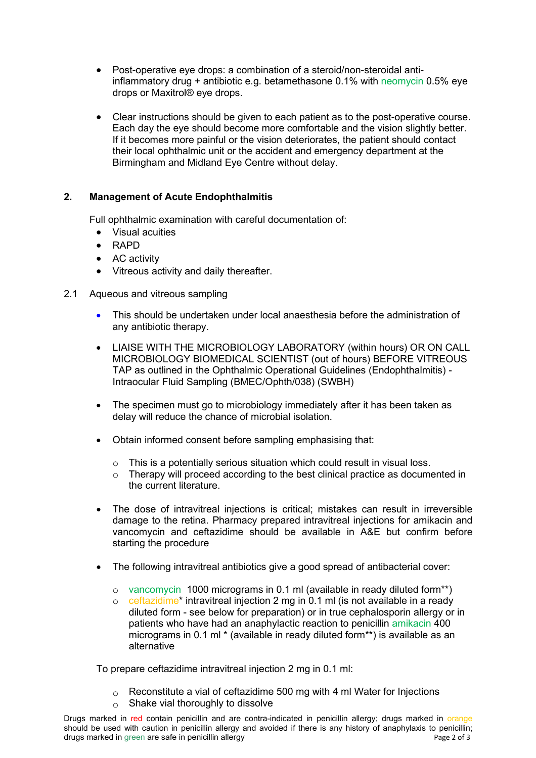- Post-operative eye drops: a combination of a steroid/non-steroidal anti-inflammatory drug + antibiotic e.g. betamethasone 0.1% with neomycin 0.5% eye drops or Maxitrol® eye drops.

- Clear instructions should be given to each patient as to the post-operative course. Each day the eye should become more comfortable and the vision slightly better. If it becomes more painful or the vision deteriorates, the patient should contact their local ophthalmic unit or the accident and emergency department at the Birmingham and Midland Eye Centre without delay.

## 2. Management of Acute Endophthalmitis

Full ophthalmic examination with careful documentation of:

- Visual acuities
- RAPD
- AC activity
- Vitreous activity and daily thereafter.

### 2.1 Aqueous and vitreous sampling

- This should be undertaken under local anaesthesia before the administration of any antibiotic therapy.

- LIAISE WITH THE MICROBIOLOGY LABORATORY (within hours) OR ON CALL MICROBIOLOGY BIOMEDICAL SCIENTIST (out of hours) BEFORE VITREOUS TAP as outlined in the Ophthalmic Operational Guidelines (Endophthalmitis) - Intraocular Fluid Sampling (BMEC/Ophth/038) (SWBH)

- The specimen must go to microbiology immediately after it has been taken as delay will reduce the chance of microbial isolation.

- Obtain informed consent before sampling emphasising that:

  - This is a potentially serious situation which could result in visual loss.
  - Therapy will proceed according to the best clinical practice as documented in the current literature.

- The dose of intravitreal injections is critical; mistakes can result in irreversible damage to the retina. Pharmacy prepared intravitreal injections for amikacin and vancomycin and ceftazidime should be available in A&E but confirm before starting the procedure

- The following intravitreal antibiotics give a good spread of antibacterial cover:

  - vancomycin 1000 micrograms in 0.1 ml (available in ready diluted form**)
  - ceftazidime* intravitreal injection 2 mg in 0.1 ml (is not available in a ready diluted form - see below for preparation) or in true cephalosporin allergy or in patients who have had an anaphylactic reaction to penicillin amikacin 400 micrograms in 0.1 ml * (available in ready diluted form**) is available as an alternative

To prepare ceftazidime intravitreal injection 2 mg in 0.1 ml:

- Reconstitute a vial of ceftazidime 500 mg with 4 ml Water for Injections
- Shake vial thoroughly to dissolve

Drugs marked in red contain penicillin and are contra-indicated in penicillin allergy; drugs marked in orange should be used with caution in penicillin allergy and avoided if there is any history of anaphylaxis to penicillin; drugs marked in green are safe in penicillin allergy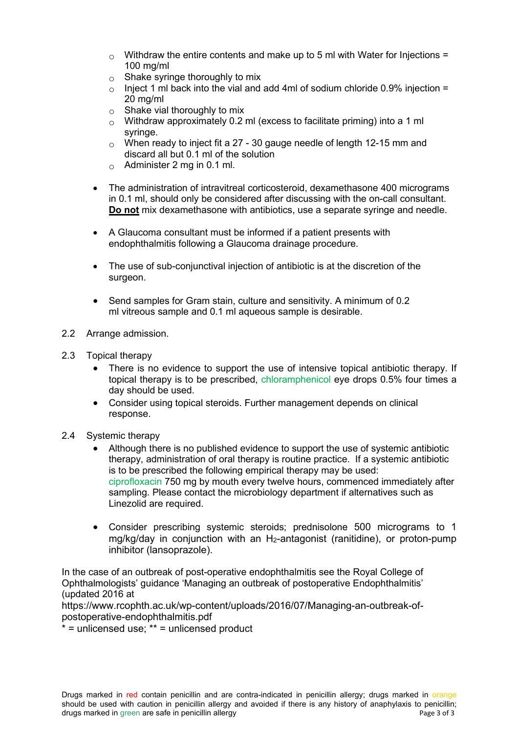- Withdraw the entire contents and make up to 5 ml with Water for Injections = 100 mg/ml
  - Shake syringe thoroughly to mix
  - Inject 1 ml back into the vial and add 4ml of sodium chloride 0.9% injection = 20 mg/ml
  - Shake vial thoroughly to mix
  - Withdraw approximately 0.2 ml (excess to facilitate priming) into a 1 ml syringe.
  - When ready to inject fit a 27 - 30 gauge needle of length 12-15 mm and discard all but 0.1 ml of the solution
  - Administer 2 mg in 0.1 ml.

- The administration of intravitreal corticosteroid, dexamethasone 400 micrograms in 0.1 ml, should only be considered after discussing with the on-call consultant. **Do not** mix dexamethasone with antibiotics, use a separate syringe and needle.

- A Glaucoma consultant must be informed if a patient presents with endophthalmitis following a Glaucoma drainage procedure.

- The use of sub-conjunctival injection of antibiotic is at the discretion of the surgeon.

- Send samples for Gram stain, culture and sensitivity. A minimum of 0.2 ml vitreous sample and 0.1 ml aqueous sample is desirable.

2.2 Arrange admission.

2.3 Topical therapy

- There is no evidence to support the use of intensive topical antibiotic therapy. If topical therapy is to be prescribed, chloramphenicol eye drops 0.5% four times a day should be used.
- Consider using topical steroids. Further management depends on clinical response.

2.4 Systemic therapy

- Although there is no published evidence to support the use of systemic antibiotic therapy, administration of oral therapy is routine practice. If a systemic antibiotic is to be prescribed the following empirical therapy may be used: ciprofloxacin 750 mg by mouth every twelve hours, commenced immediately after sampling. Please contact the microbiology department if alternatives such as Linezolid are required.

- Consider prescribing systemic steroids; prednisolone 500 micrograms to 1 mg/kg/day in conjunction with an $H_2$-antagonist (ranitidine), or proton-pump inhibitor (lansoprazole).

In the case of an outbreak of post-operative endophthalmitis see the Royal College of Ophthalmologists' guidance 'Managing an outbreak of postoperative Endophthalmitis' (updated 2016 at https://www.rcophth.ac.uk/wp-content/uploads/2016/07/Managing-an-outbreak-of-postoperative-endophthalmitis.pdf

* = unlicensed use; ** = unlicensed product

Drugs marked in red contain penicillin and are contra-indicated in penicillin allergy; drugs marked in orange should be used with caution in penicillin allergy and avoided if there is any history of anaphylaxis to penicillin; drugs marked in green are safe in penicillin allergy